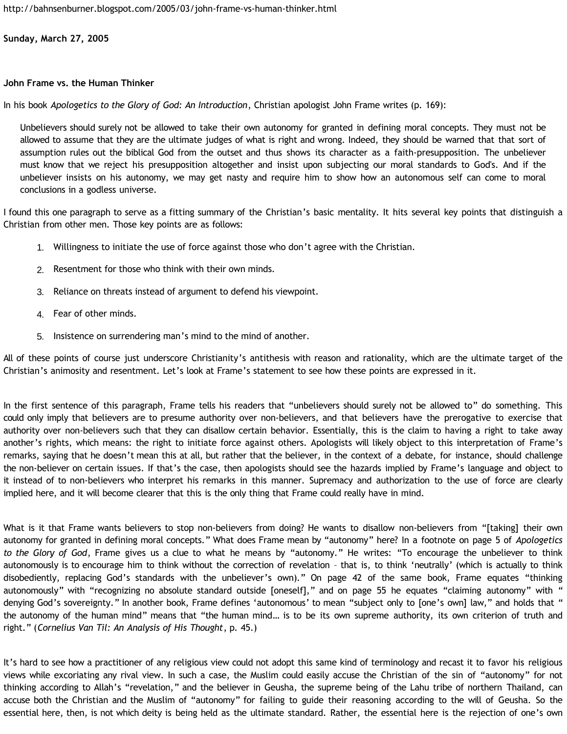http://bahnsenburner.blogspot.com/2005/03/john-frame-vs-human-thinker.html

**Sunday, March 27, 2005**

**John Frame vs. the Human Thinker**

In his book *Apologetics to the Glory of God: An Introduction*, Christian apologist John Frame writes (p. 169):

> Unbelievers should surely not be allowed to take their own autonomy for granted in defining moral concepts. They must not be allowed to assume that they are the ultimate judges of what is right and wrong. Indeed, they should be warned that that sort of assumption rules out the biblical God from the outset and thus shows its character as a faith-presupposition. The unbeliever must know that we reject his presupposition altogether and insist upon subjecting our moral standards to God's. And if the unbeliever insists on his autonomy, we may get nasty and require him to show how an autonomous self can come to moral conclusions in a godless universe.

I found this one paragraph to serve as a fitting summary of the Christian's basic mentality. It hits several key points that distinguish a Christian from other men. Those key points are as follows:

1. Willingness to initiate the use of force against those who don't agree with the Christian.
2. Resentment for those who think with their own minds.
3. Reliance on threats instead of argument to defend his viewpoint.
4. Fear of other minds.
5. Insistence on surrendering man's mind to the mind of another.

All of these points of course just underscore Christianity's antithesis with reason and rationality, which are the ultimate target of the Christian's animosity and resentment. Let's look at Frame's statement to see how these points are expressed in it.

In the first sentence of this paragraph, Frame tells his readers that "unbelievers should surely not be allowed to" do something. This could only imply that believers are to presume authority over non-believers, and that believers have the prerogative to exercise that authority over non-believers such that they can disallow certain behavior. Essentially, this is the claim to having a right to take away another's rights, which means: the right to initiate force against others. Apologists will likely object to this interpretation of Frame's remarks, saying that he doesn't mean this at all, but rather that the believer, in the context of a debate, for instance, should challenge the non-believer on certain issues. If that's the case, then apologists should see the hazards implied by Frame's language and object to it instead of to non-believers who interpret his remarks in this manner. Supremacy and authorization to the use of force are clearly implied here, and it will become clearer that this is the only thing that Frame could really have in mind.

What is it that Frame wants believers to stop non-believers from doing? He wants to disallow non-believers from "[taking] their own autonomy for granted in defining moral concepts." What does Frame mean by "autonomy" here? In a footnote on page 5 of *Apologetics to the Glory of God*, Frame gives us a clue to what he means by "autonomy." He writes: "To encourage the unbeliever to think autonomously is to encourage him to think without the correction of revelation – that is, to think 'neutrally' (which is actually to think disobediently, replacing God's standards with the unbeliever's own)." On page 42 of the same book, Frame equates "thinking autonomously" with "recognizing no absolute standard outside [oneself]," and on page 55 he equates "claiming autonomy" with " denying God's sovereignty." In another book, Frame defines 'autonomous' to mean "subject only to [one's own] law," and holds that " the autonomy of the human mind" means that "the human mind… is to be its own supreme authority, its own criterion of truth and right." (*Cornelius Van Til: An Analysis of His Thought*, p. 45.)

It's hard to see how a practitioner of any religious view could not adopt this same kind of terminology and recast it to favor his religious views while excoriating any rival view. In such a case, the Muslim could easily accuse the Christian of the sin of "autonomy" for not thinking according to Allah's "revelation," and the believer in Geusha, the supreme being of the Lahu tribe of northern Thailand, can accuse both the Christian and the Muslim of "autonomy" for failing to guide their reasoning according to the will of Geusha. So the essential here, then, is not which deity is being held as the ultimate standard. Rather, the essential here is the rejection of one's own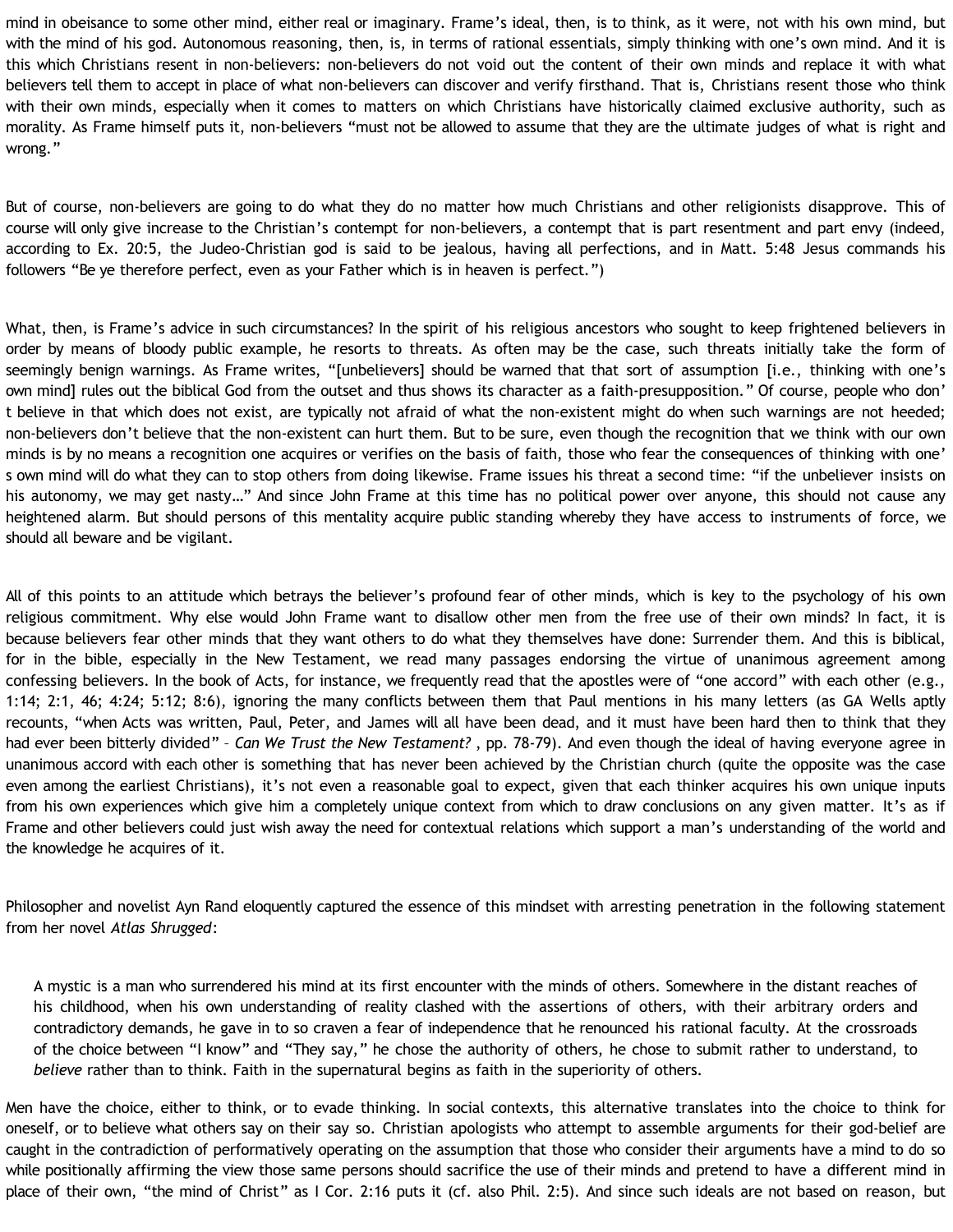mind in obeisance to some other mind, either real or imaginary. Frame's ideal, then, is to think, as it were, not with his own mind, but with the mind of his god. Autonomous reasoning, then, is, in terms of rational essentials, simply thinking with one's own mind. And it is this which Christians resent in non-believers: non-believers do not void out the content of their own minds and replace it with what believers tell them to accept in place of what non-believers can discover and verify firsthand. That is, Christians resent those who think with their own minds, especially when it comes to matters on which Christians have historically claimed exclusive authority, such as morality. As Frame himself puts it, non-believers "must not be allowed to assume that they are the ultimate judges of what is right and wrong."

But of course, non-believers are going to do what they do no matter how much Christians and other religionists disapprove. This of course will only give increase to the Christian's contempt for non-believers, a contempt that is part resentment and part envy (indeed, according to Ex. 20:5, the Judeo-Christian god is said to be jealous, having all perfections, and in Matt. 5:48 Jesus commands his followers "Be ye therefore perfect, even as your Father which is in heaven is perfect.")

What, then, is Frame's advice in such circumstances? In the spirit of his religious ancestors who sought to keep frightened believers in order by means of bloody public example, he resorts to threats. As often may be the case, such threats initially take the form of seemingly benign warnings. As Frame writes, "[unbelievers] should be warned that that sort of assumption [i.e., thinking with one's own mind] rules out the biblical God from the outset and thus shows its character as a faith-presupposition." Of course, people who don't believe in that which does not exist, are typically not afraid of what the non-existent might do when such warnings are not heeded; non-believers don't believe that the non-existent can hurt them. But to be sure, even though the recognition that we think with our own minds is by no means a recognition one acquires or verifies on the basis of faith, those who fear the consequences of thinking with one's own mind will do what they can to stop others from doing likewise. Frame issues his threat a second time: "if the unbeliever insists on his autonomy, we may get nasty…" And since John Frame at this time has no political power over anyone, this should not cause any heightened alarm. But should persons of this mentality acquire public standing whereby they have access to instruments of force, we should all beware and be vigilant.

All of this points to an attitude which betrays the believer's profound fear of other minds, which is key to the psychology of his own religious commitment. Why else would John Frame want to disallow other men from the free use of their own minds? In fact, it is because believers fear other minds that they want others to do what they themselves have done: Surrender them. And this is biblical, for in the bible, especially in the New Testament, we read many passages endorsing the virtue of unanimous agreement among confessing believers. In the book of Acts, for instance, we frequently read that the apostles were of "one accord" with each other (e.g., 1:14; 2:1, 46; 4:24; 5:12; 8:6), ignoring the many conflicts between them that Paul mentions in his many letters (as GA Wells aptly recounts, "when Acts was written, Paul, Peter, and James will all have been dead, and it must have been hard then to think that they had ever been bitterly divided" – *Can We Trust the New Testament?* , pp. 78-79). And even though the ideal of having everyone agree in unanimous accord with each other is something that has never been achieved by the Christian church (quite the opposite was the case even among the earliest Christians), it's not even a reasonable goal to expect, given that each thinker acquires his own unique inputs from his own experiences which give him a completely unique context from which to draw conclusions on any given matter. It's as if Frame and other believers could just wish away the need for contextual relations which support a man's understanding of the world and the knowledge he acquires of it.

Philosopher and novelist Ayn Rand eloquently captured the essence of this mindset with arresting penetration in the following statement from her novel *Atlas Shrugged*:

> A mystic is a man who surrendered his mind at its first encounter with the minds of others. Somewhere in the distant reaches of his childhood, when his own understanding of reality clashed with the assertions of others, with their arbitrary orders and contradictory demands, he gave in to so craven a fear of independence that he renounced his rational faculty. At the crossroads of the choice between "I know" and "They say," he chose the authority of others, he chose to submit rather to understand, to *believe* rather than to think. Faith in the supernatural begins as faith in the superiority of others.

Men have the choice, either to think, or to evade thinking. In social contexts, this alternative translates into the choice to think for oneself, or to believe what others say on their say so. Christian apologists who attempt to assemble arguments for their god-belief are caught in the contradiction of performatively operating on the assumption that those who consider their arguments have a mind to do so while positionally affirming the view those same persons should sacrifice the use of their minds and pretend to have a different mind in place of their own, "the mind of Christ" as I Cor. 2:16 puts it (cf. also Phil. 2:5). And since such ideals are not based on reason, but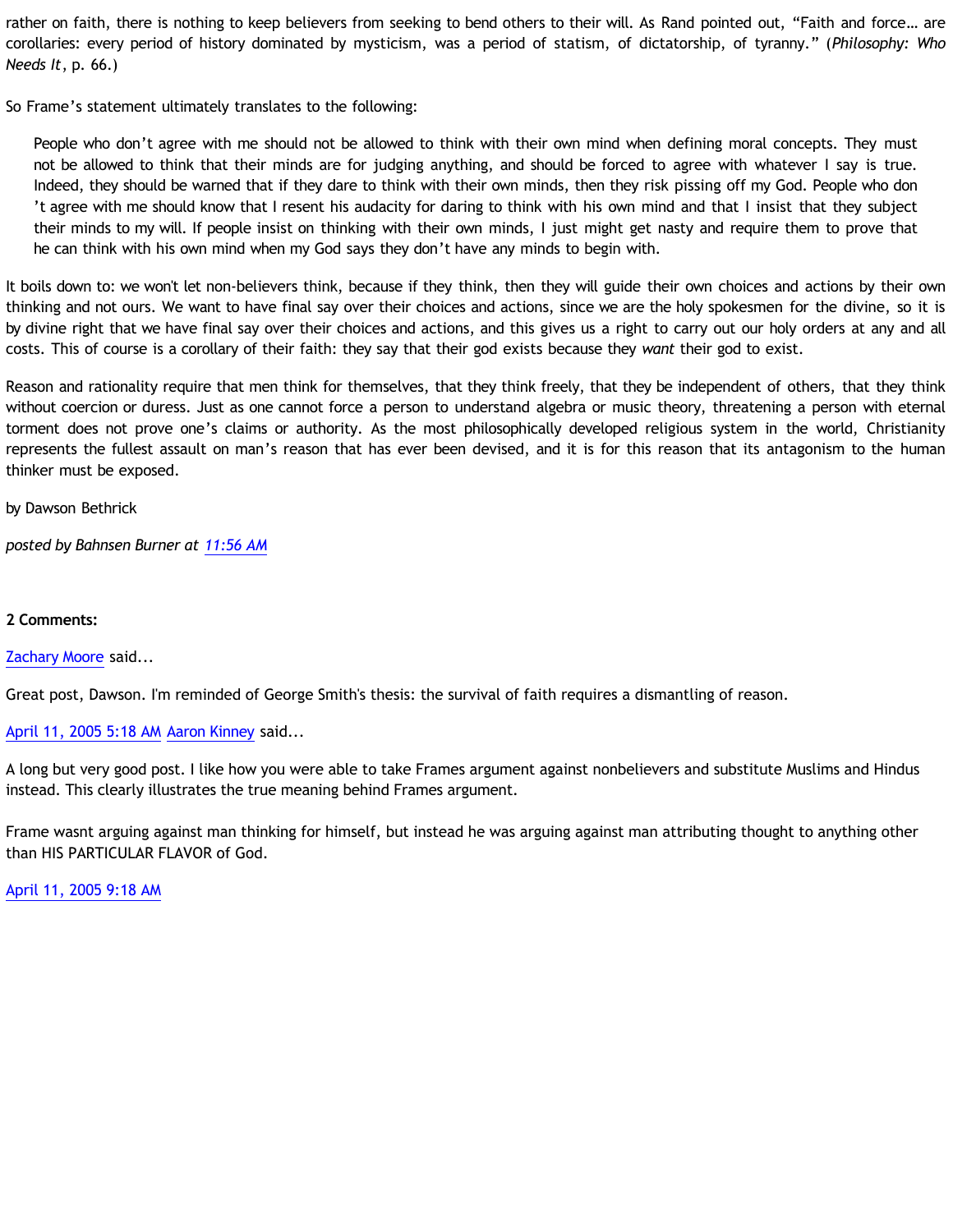rather on faith, there is nothing to keep believers from seeking to bend others to their will. As Rand pointed out, "Faith and force… are corollaries: every period of history dominated by mysticism, was a period of statism, of dictatorship, of tyranny." (*Philosophy: Who Needs It*, p. 66.)

So Frame's statement ultimately translates to the following:

> People who don't agree with me should not be allowed to think with their own mind when defining moral concepts. They must not be allowed to think that their minds are for judging anything, and should be forced to agree with whatever I say is true. Indeed, they should be warned that if they dare to think with their own minds, then they risk pissing off my God. People who don't agree with me should know that I resent his audacity for daring to think with his own mind and that I insist that they subject their minds to my will. If people insist on thinking with their own minds, I just might get nasty and require them to prove that he can think with his own mind when my God says they don't have any minds to begin with.

It boils down to: we won't let non-believers think, because if they think, then they will guide their own choices and actions by their own thinking and not ours. We want to have final say over their choices and actions, since we are the holy spokesmen for the divine, so it is by divine right that we have final say over their choices and actions, and this gives us a right to carry out our holy orders at any and all costs. This of course is a corollary of their faith: they say that their god exists because they *want* their god to exist.

Reason and rationality require that men think for themselves, that they think freely, that they be independent of others, that they think without coercion or duress. Just as one cannot force a person to understand algebra or music theory, threatening a person with eternal torment does not prove one's claims or authority. As the most philosophically developed religious system in the world, Christianity represents the fullest assault on man's reason that has ever been devised, and it is for this reason that its antagonism to the human thinker must be exposed.

by Dawson Bethrick

*posted by Bahnsen Burner at 11:56 AM*

**2 Comments:**

Zachary Moore said...

Great post, Dawson. I'm reminded of George Smith's thesis: the survival of faith requires a dismantling of reason.

April 11, 2005 5:18 AM Aaron Kinney said...

A long but very good post. I like how you were able to take Frames argument against nonbelievers and substitute Muslims and Hindus instead. This clearly illustrates the true meaning behind Frames argument.

Frame wasnt arguing against man thinking for himself, but instead he was arguing against man attributing thought to anything other than HIS PARTICULAR FLAVOR of God.

April 11, 2005 9:18 AM